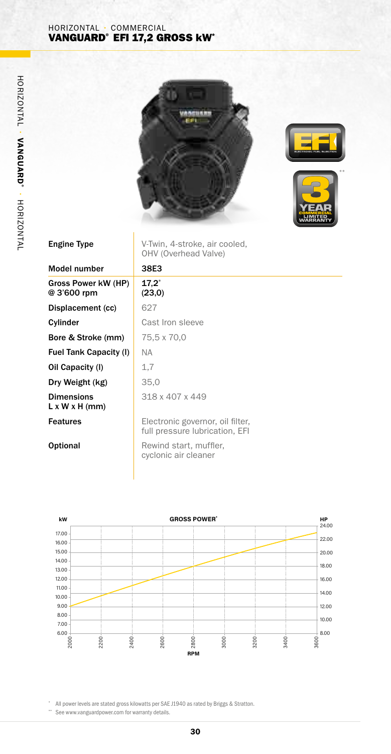HORIZONTAL · COMMERCIAL

# VANGUARD® EFI 17,2 GROSS kW*

| | |
|---|---|
| **Engine Type** | V-Twin, 4-stroke, air cooled, OHV (Overhead Valve) |
| **Model number** | **38E3** |
| **Gross Power kW (HP) @ 3'600 rpm** | **17,2*** **(23,0)** |
| **Displacement (cc)** | 627 |
| **Cylinder** | Cast Iron sleeve |
| **Bore & Stroke (mm)** | 75,5 x 70,0 |
| **Fuel Tank Capacity (l)** | NA |
| **Oil Capacity (l)** | 1,7 |
| **Dry Weight (kg)** | 35,0 |
| **Dimensions L x W x H (mm)** | 318 x 407 x 449 |
| **Features** | Electronic governor, oil filter, full pressure lubrication, EFI |
| **Optional** | Rewind start, muffler, cyclonic air cleaner |

**GROSS POWER***

\* All power levels are stated gross kilowatts per SAE J1940 as rated by Briggs & Stratton.

\*\* See www.vanguardpower.com for warranty details.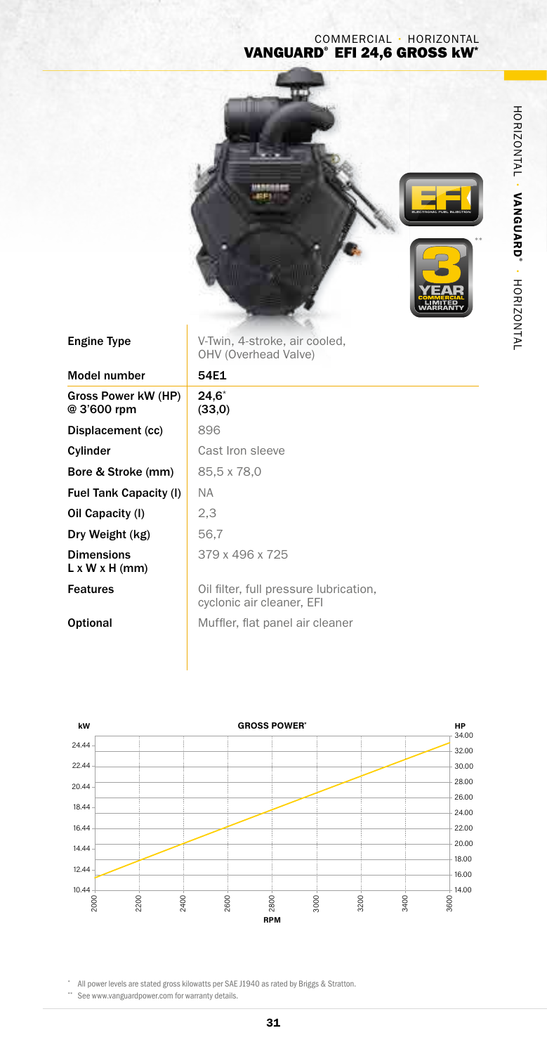COMMERCIAL · HORIZONTAL
# VANGUARD® EFI 24,6 GROSS kW*

| Engine Type | V-Twin, 4-stroke, air cooled, OHV (Overhead Valve) |
| --- | --- |
| Model number | 54E1 |
| Gross Power kW (HP) @ 3'600 rpm | 24,6* (33,0) |
| Displacement (cc) | 896 |
| Cylinder | Cast Iron sleeve |
| Bore & Stroke (mm) | 85,5 x 78,0 |
| Fuel Tank Capacity (l) | NA |
| Oil Capacity (l) | 2,3 |
| Dry Weight (kg) | 56,7 |
| Dimensions L x W x H (mm) | 379 x 496 x 725 |
| Features | Oil filter, full pressure lubrication, cyclonic air cleaner, EFI |
| Optional | Muffler, flat panel air cleaner |

**GROSS POWER***

kW: 10.44, 12.44, 14.44, 16.44, 18.44, 20.44, 22.44, 24.44

HP: 14.00, 16.00, 18.00, 20.00, 22.00, 24.00, 26.00, 28.00, 30.00, 32.00, 34.00

RPM: 2000, 2200, 2400, 2600, 2800, 3000, 3200, 3400, 3600

\* All power levels are stated gross kilowatts per SAE J1940 as rated by Briggs & Stratton.

\*\* See www.vanguardpower.com for warranty details.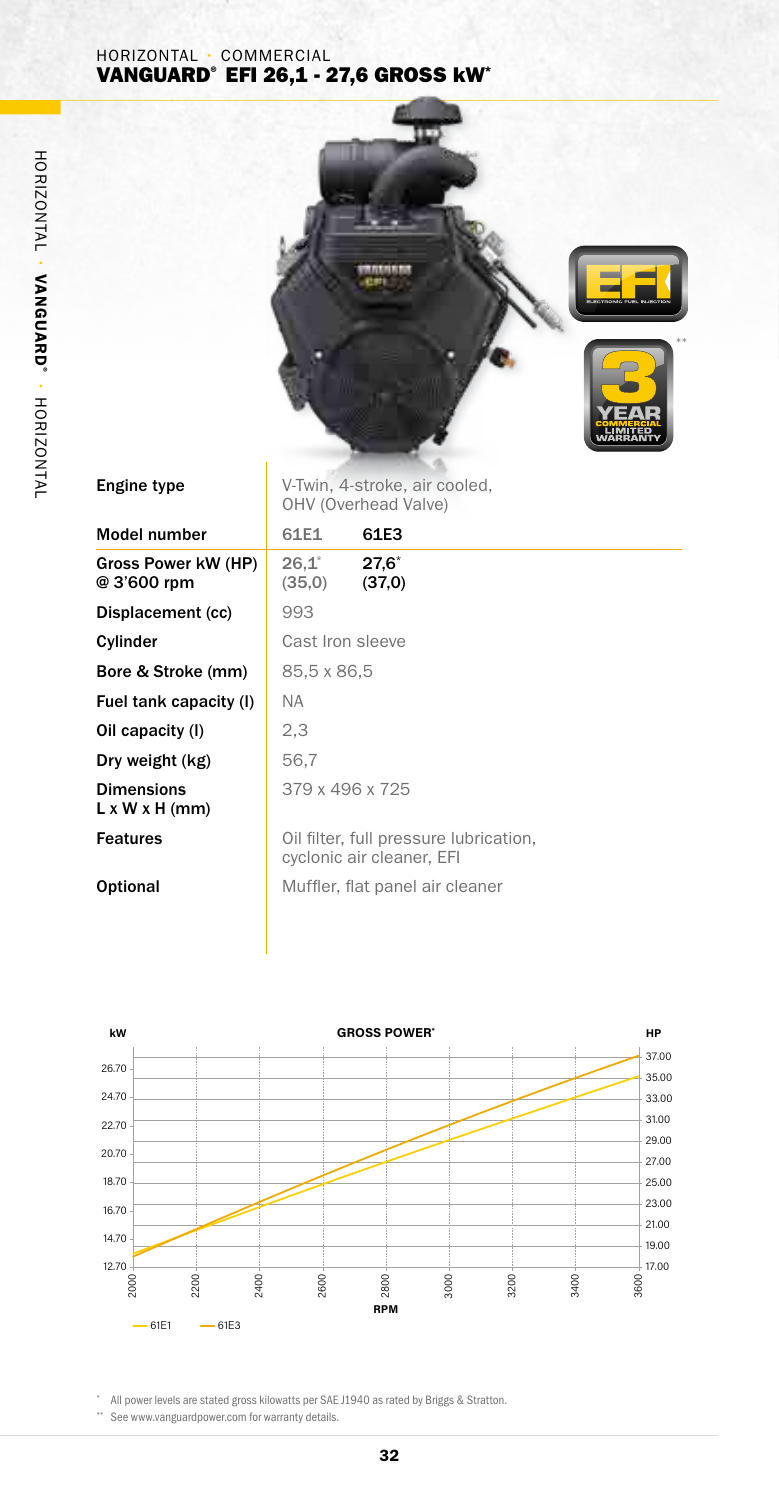HORIZONTAL · COMMERCIAL

# VANGUARD® EFI 26,1 - 27,6 GROSS kW*

| | | |
|---|---|---|
| **Engine type** | V-Twin, 4-stroke, air cooled, OHV (Overhead Valve) | |
| **Model number** | 61E1 | 61E3 |
| **Gross Power kW (HP) @ 3'600 rpm** | 26,1* (35,0) | 27,6* (37,0) |
| **Displacement (cc)** | 993 | |
| **Cylinder** | Cast Iron sleeve | |
| **Bore & Stroke (mm)** | 85,5 x 86,5 | |
| **Fuel tank capacity (l)** | NA | |
| **Oil capacity (l)** | 2,3 | |
| **Dry weight (kg)** | 56,7 | |
| **Dimensions L x W x H (mm)** | 379 x 496 x 725 | |
| **Features** | Oil filter, full pressure lubrication, cyclonic air cleaner, EFI | |
| **Optional** | Muffler, flat panel air cleaner | |

**GROSS POWER***

kW: 12.70, 14.70, 16.70, 18.70, 20.70, 22.70, 24.70, 26.70

HP: 17.00, 19.00, 21.00, 23.00, 25.00, 27.00, 29.00, 31.00, 33.00, 35.00, 37.00

RPM: 2000, 2200, 2400, 2600, 2800, 3000, 3200, 3400, 3600

— 61E1 — 61E3

\* All power levels are stated gross kilowatts per SAE J1940 as rated by Briggs & Stratton.

\*\* See www.vanguardpower.com for warranty details.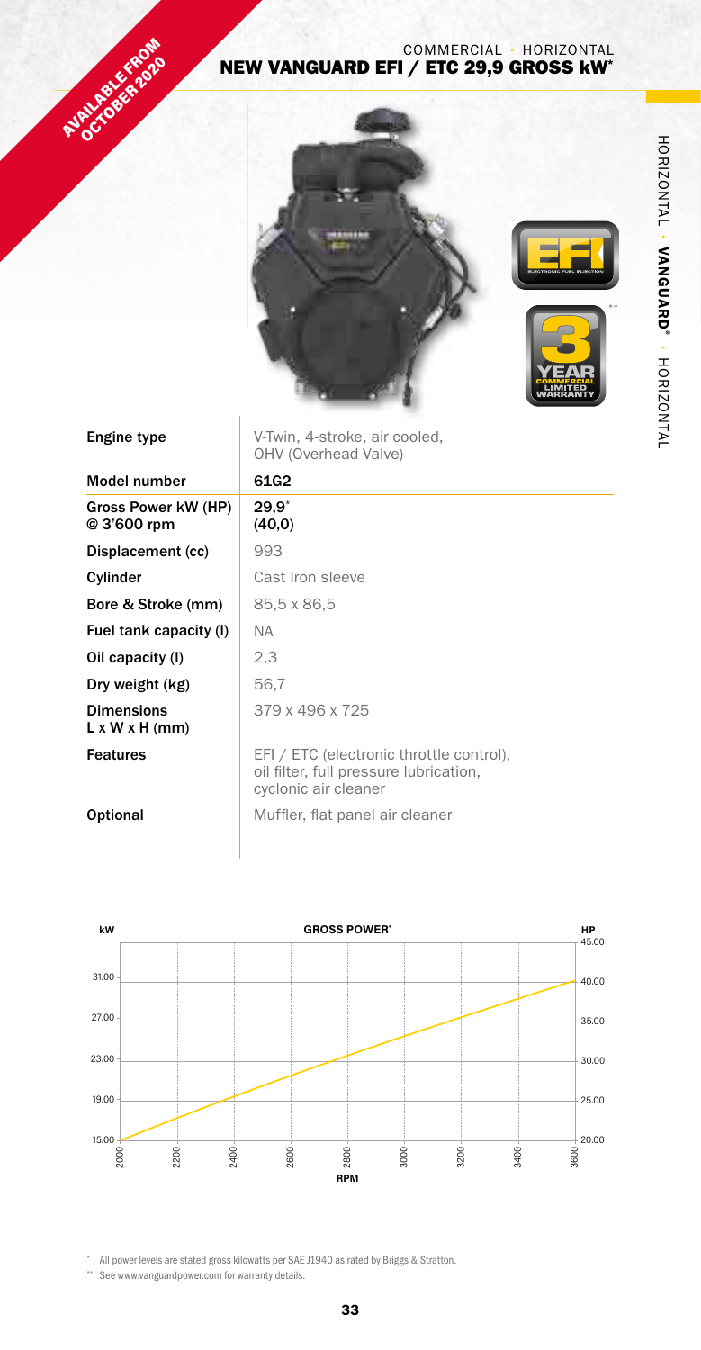AVAILABLE FROM OCTOBER 2020

COMMERCIAL · HORIZONTAL

# NEW VANGUARD EFI / ETC 29,9 GROSS kW*

| | |
|---|---|
| **Engine type** | V-Twin, 4-stroke, air cooled, OHV (Overhead Valve) |
| **Model number** | **61G2** |
| **Gross Power kW (HP) @ 3'600 rpm** | **29,9*** **(40,0)** |
| **Displacement (cc)** | 993 |
| **Cylinder** | Cast Iron sleeve |
| **Bore & Stroke (mm)** | 85,5 x 86,5 |
| **Fuel tank capacity (l)** | NA |
| **Oil capacity (l)** | 2,3 |
| **Dry weight (kg)** | 56,7 |
| **Dimensions L x W x H (mm)** | 379 x 496 x 725 |
| **Features** | EFI / ETC (electronic throttle control), oil filter, full pressure lubrication, cyclonic air cleaner |
| **Optional** | Muffler, flat panel air cleaner |

**GROSS POWER***

kW: 15.00, 19.00, 23.00, 27.00, 31.00
HP: 20.00, 25.00, 30.00, 35.00, 40.00, 45.00
RPM: 2000, 2200, 2400, 2600, 2800, 3000, 3200, 3400, 3600

\* All power levels are stated gross kilowatts per SAE J1940 as rated by Briggs & Stratton.

\*\* See www.vanguardpower.com for warranty details.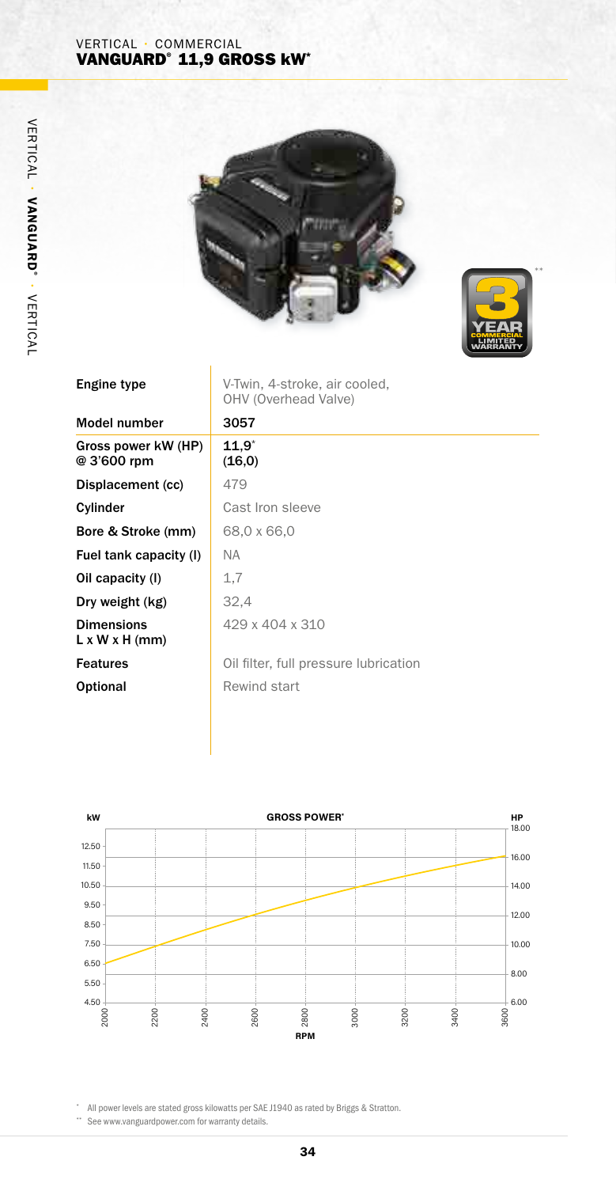VERTICAL · COMMERCIAL

# VANGUARD® 11,9 GROSS kW*

3 YEAR COMMERCIAL LIMITED WARRANTY**

| Engine type | V-Twin, 4-stroke, air cooled, OHV (Overhead Valve) |
|---|---|
| Model number | 3057 |
| Gross power kW (HP) @ 3'600 rpm | 11,9* (16,0) |
| Displacement (cc) | 479 |
| Cylinder | Cast Iron sleeve |
| Bore & Stroke (mm) | 68,0 x 66,0 |
| Fuel tank capacity (l) | NA |
| Oil capacity (l) | 1,7 |
| Dry weight (kg) | 32,4 |
| Dimensions L x W x H (mm) | 429 x 404 x 310 |
| Features | Oil filter, full pressure lubrication |
| Optional | Rewind start |

**GROSS POWER***

kW axis: 4.50, 5.50, 6.50, 7.50, 8.50, 9.50, 10.50, 11.50, 12.50

HP axis: 6.00, 8.00, 10.00, 12.00, 14.00, 16.00, 18.00

RPM: 2000, 2200, 2400, 2600, 2800, 3000, 3200, 3400, 3600

\* All power levels are stated gross kilowatts per SAE J1940 as rated by Briggs & Stratton.

\*\* See www.vanguardpower.com for warranty details.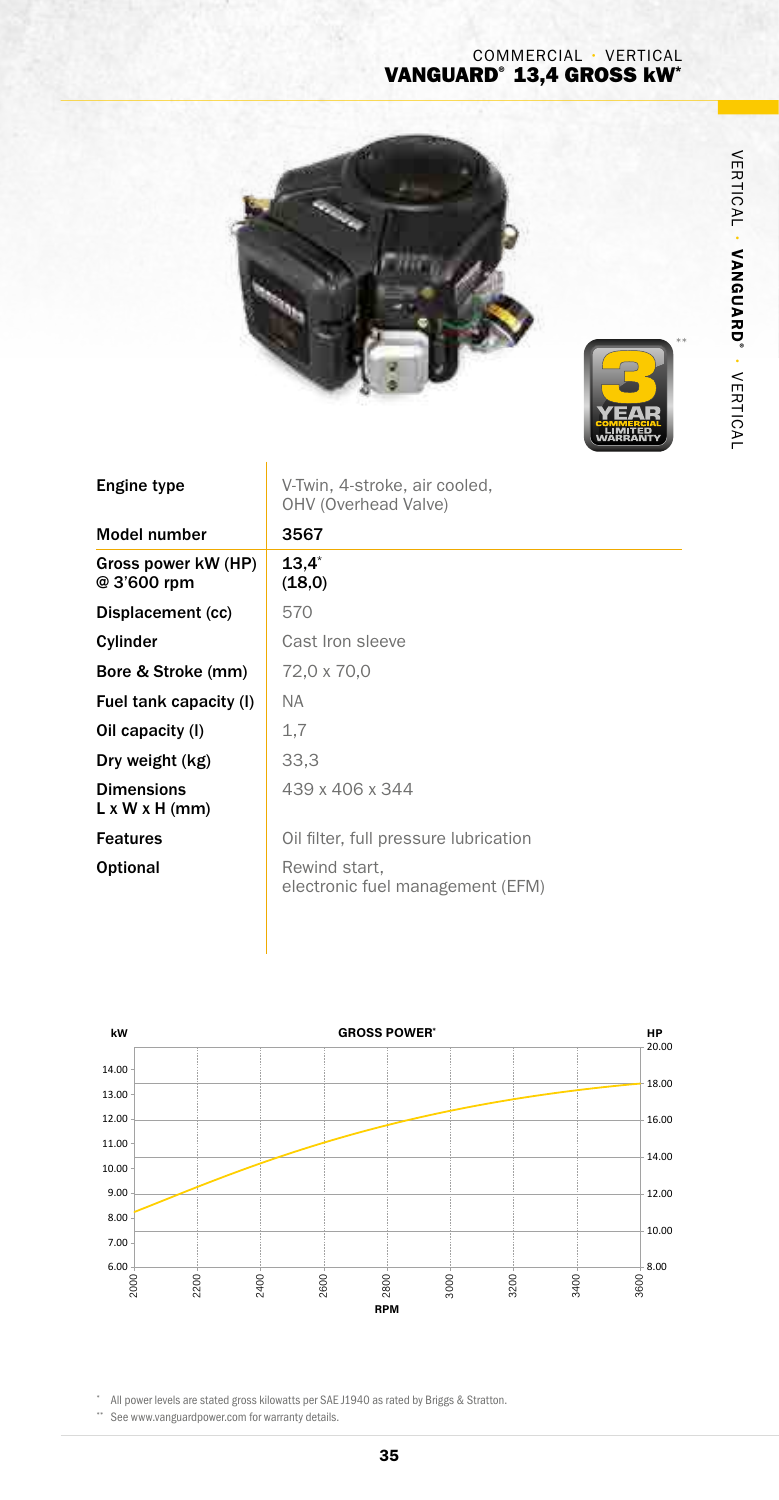COMMERCIAL · VERTICAL

# VANGUARD® 13,4 GROSS kW*

| Engine type | V-Twin, 4-stroke, air cooled, OHV (Overhead Valve) |
|---|---|
| Model number | 3567 |
| Gross power kW (HP) @ 3'600 rpm | 13,4* (18,0) |
| Displacement (cc) | 570 |
| Cylinder | Cast Iron sleeve |
| Bore & Stroke (mm) | 72,0 x 70,0 |
| Fuel tank capacity (l) | NA |
| Oil capacity (l) | 1,7 |
| Dry weight (kg) | 33,3 |
| Dimensions L x W x H (mm) | 439 x 406 x 344 |
| Features | Oil filter, full pressure lubrication |
| Optional | Rewind start, electronic fuel management (EFM) |

**GROSS POWER***

\* All power levels are stated gross kilowatts per SAE J1940 as rated by Briggs & Stratton.

\*\* See www.vanguardpower.com for warranty details.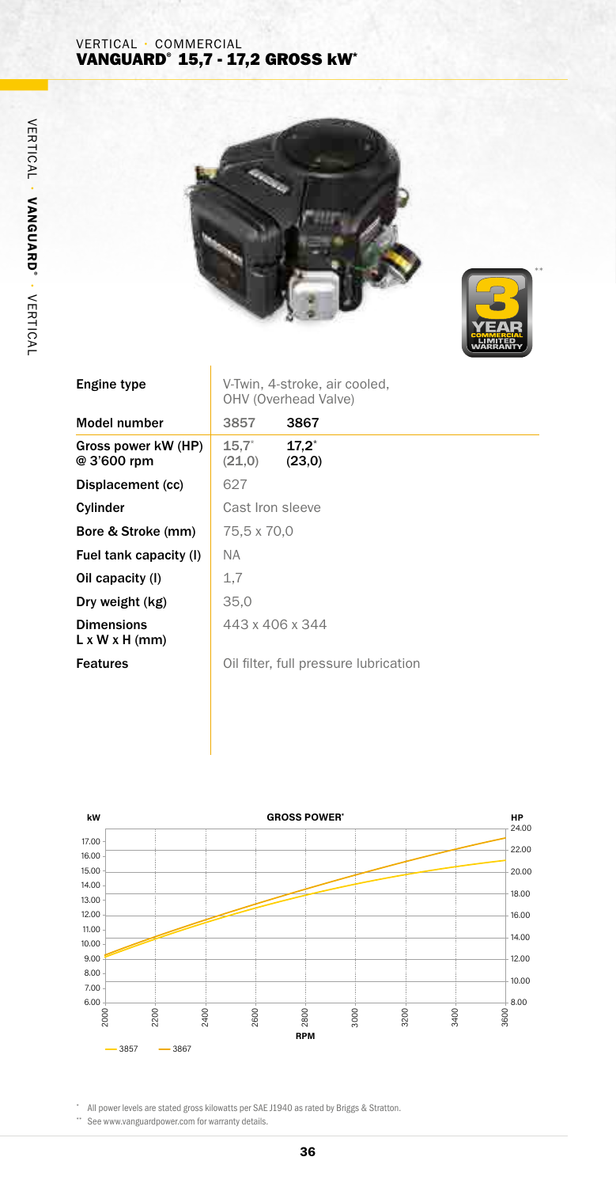VERTICAL · COMMERCIAL

# VANGUARD® 15,7 - 17,2 GROSS kW*

| Engine type | V-Twin, 4-stroke, air cooled, OHV (Overhead Valve) | |
|---|---|---|
| Model number | 3857 | 3867 |
| Gross power kW (HP) @ 3'600 rpm | 15,7* (21,0) | 17,2* (23,0) |
| Displacement (cc) | 627 | |
| Cylinder | Cast Iron sleeve | |
| Bore & Stroke (mm) | 75,5 x 70,0 | |
| Fuel tank capacity (l) | NA | |
| Oil capacity (l) | 1,7 | |
| Dry weight (kg) | 35,0 | |
| Dimensions L x W x H (mm) | 443 x 406 x 344 | |
| Features | Oil filter, full pressure lubrication | |

**GROSS POWER***

kW | HP | RPM

— 3857 — 3867

* All power levels are stated gross kilowatts per SAE J1940 as rated by Briggs & Stratton.

** See www.vanguardpower.com for warranty details.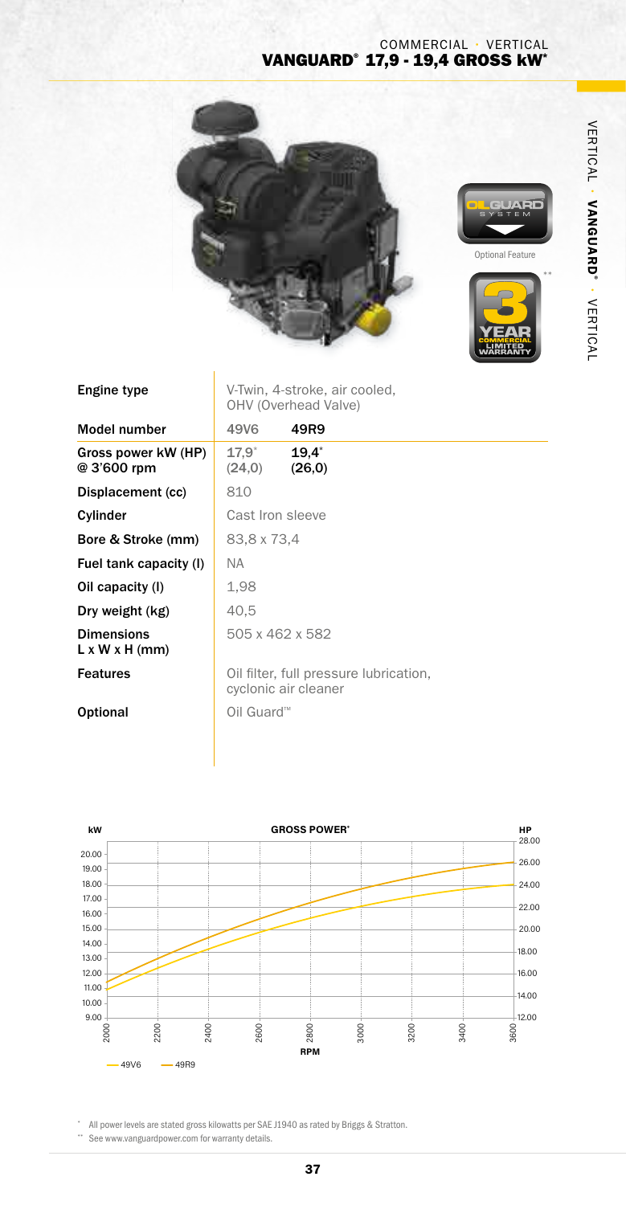COMMERCIAL · VERTICAL

# VANGUARD® 17,9 - 19,4 GROSS kW*

Optional Feature

| | | |
|---|---|---|
| **Engine type** | V-Twin, 4-stroke, air cooled, OHV (Overhead Valve) | |
| **Model number** | 49V6 | 49R9 |
| **Gross power kW (HP) @ 3'600 rpm** | 17,9* (24,0) | 19,4* (26,0) |
| **Displacement (cc)** | 810 | |
| **Cylinder** | Cast Iron sleeve | |
| **Bore & Stroke (mm)** | 83,8 x 73,4 | |
| **Fuel tank capacity (l)** | NA | |
| **Oil capacity (l)** | 1,98 | |
| **Dry weight (kg)** | 40,5 | |
| **Dimensions L x W x H (mm)** | 505 x 462 x 582 | |
| **Features** | Oil filter, full pressure lubrication, cyclonic air cleaner | |
| **Optional** | Oil Guard™ | |

GROSS POWER*

\* All power levels are stated gross kilowatts per SAE J1940 as rated by Briggs & Stratton.

\*\* See www.vanguardpower.com for warranty details.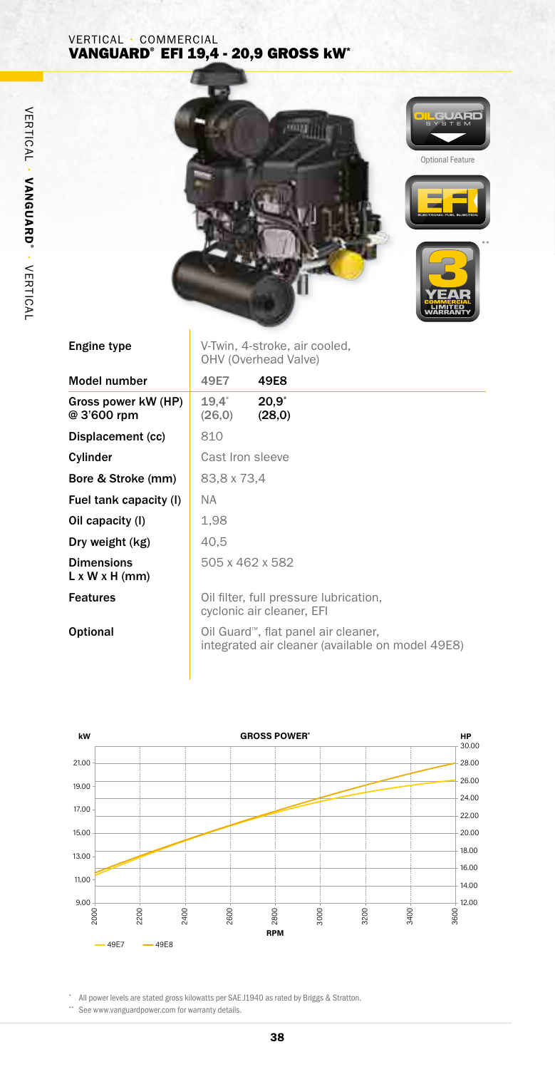VERTICAL · COMMERCIAL

# VANGUARD® EFI 19,4 - 20,9 GROSS kW*

Optional Feature

| Engine type | V-Twin, 4-stroke, air cooled, OHV (Overhead Valve) | |
|---|---|---|
| Model number | 49E7 | 49E8 |
| Gross power kW (HP) @ 3'600 rpm | 19,4* (26,0) | 20,9* (28,0) |
| Displacement (cc) | 810 | |
| Cylinder | Cast Iron sleeve | |
| Bore & Stroke (mm) | 83,8 x 73,4 | |
| Fuel tank capacity (l) | NA | |
| Oil capacity (l) | 1,98 | |
| Dry weight (kg) | 40,5 | |
| Dimensions L x W x H (mm) | 505 x 462 x 582 | |
| Features | Oil filter, full pressure lubrication, cyclonic air cleaner, EFI | |
| Optional | Oil Guard™, flat panel air cleaner, integrated air cleaner (available on model 49E8) | |

GROSS POWER*

\* All power levels are stated gross kilowatts per SAE J1940 as rated by Briggs & Stratton.

\*\* See www.vanguardpower.com for warranty details.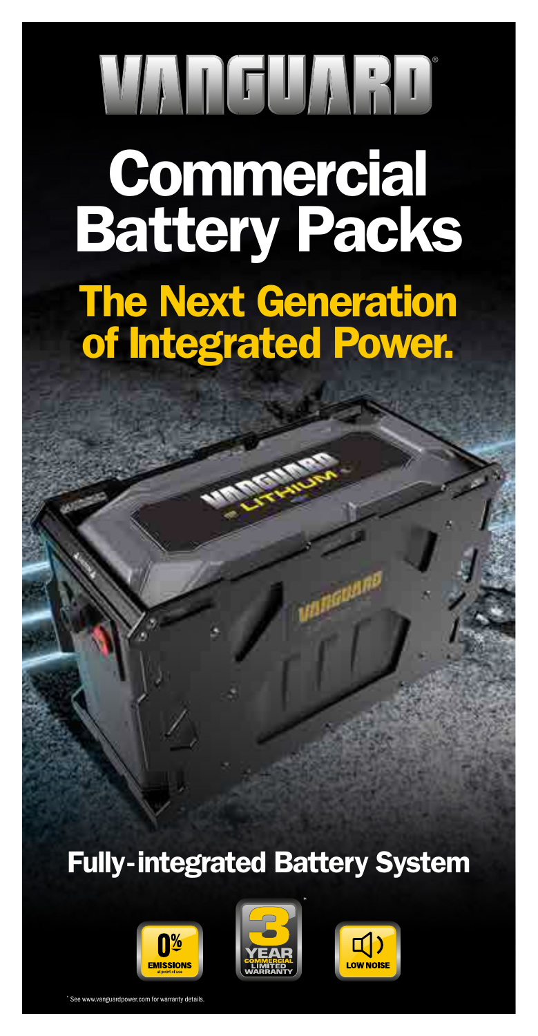# VANGUARD®

# Commercial Battery Packs

## The Next Generation of Integrated Power.

## Fully-integrated Battery System

0% EMISSIONS at point of use

3 YEAR COMMERCIAL LIMITED WARRANTY*

LOW NOISE

* See www.vanguardpower.com for warranty details.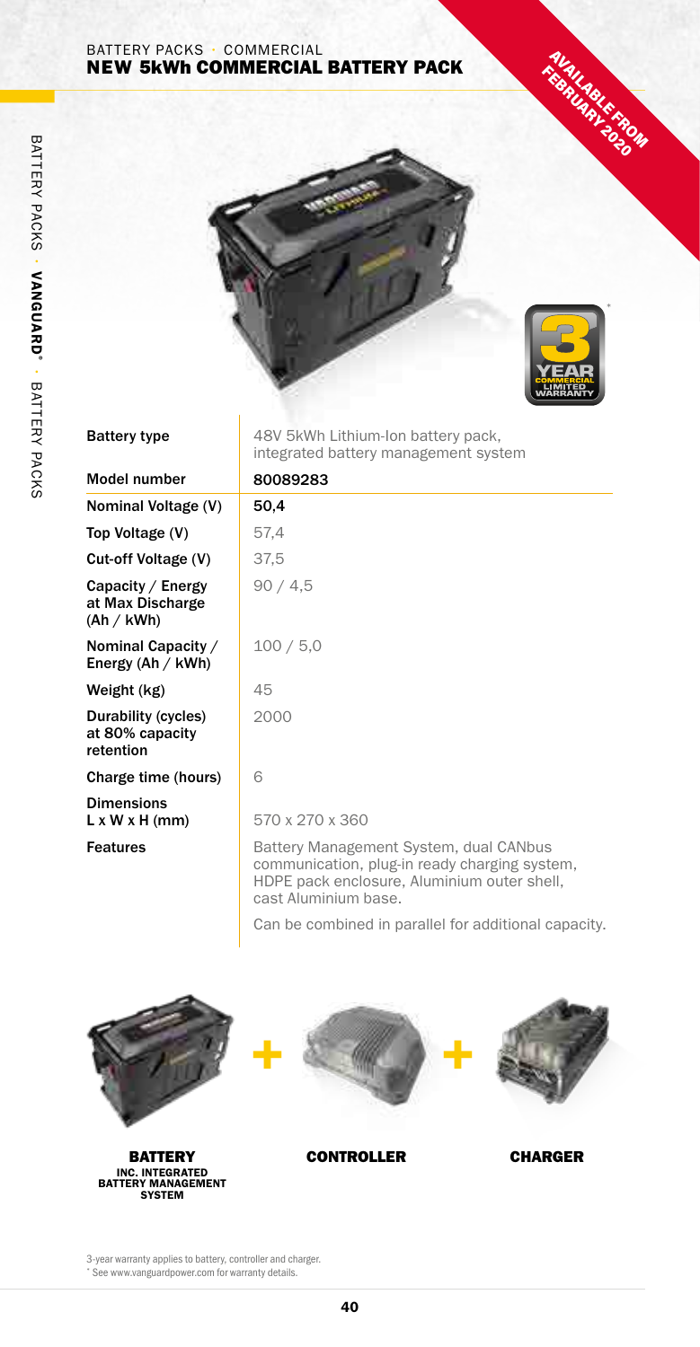BATTERY PACKS · COMMERCIAL

# NEW 5kWh COMMERCIAL BATTERY PACK

AVAILABLE FROM FEBRUARY 2020

3 YEAR COMMERCIAL LIMITED WARRANTY*

| Battery type | 48V 5kWh Lithium-Ion battery pack, integrated battery management system |
|---|---|
| Model number | **80089283** |
| Nominal Voltage (V) | **50,4** |
| Top Voltage (V) | 57,4 |
| Cut-off Voltage (V) | 37,5 |
| Capacity / Energy at Max Discharge (Ah / kWh) | 90 / 4,5 |
| Nominal Capacity / Energy (Ah / kWh) | 100 / 5,0 |
| Weight (kg) | 45 |
| Durability (cycles) at 80% capacity retention | 2000 |
| Charge time (hours) | 6 |
| Dimensions L x W x H (mm) | 570 x 270 x 360 |
| Features | Battery Management System, dual CANbus communication, plug-in ready charging system, HDPE pack enclosure, Aluminium outer shell, cast Aluminium base. Can be combined in parallel for additional capacity. |

**BATTERY** INC. INTEGRATED BATTERY MANAGEMENT SYSTEM + **CONTROLLER** + **CHARGER**

3-year warranty applies to battery, controller and charger.
* See www.vanguardpower.com for warranty details.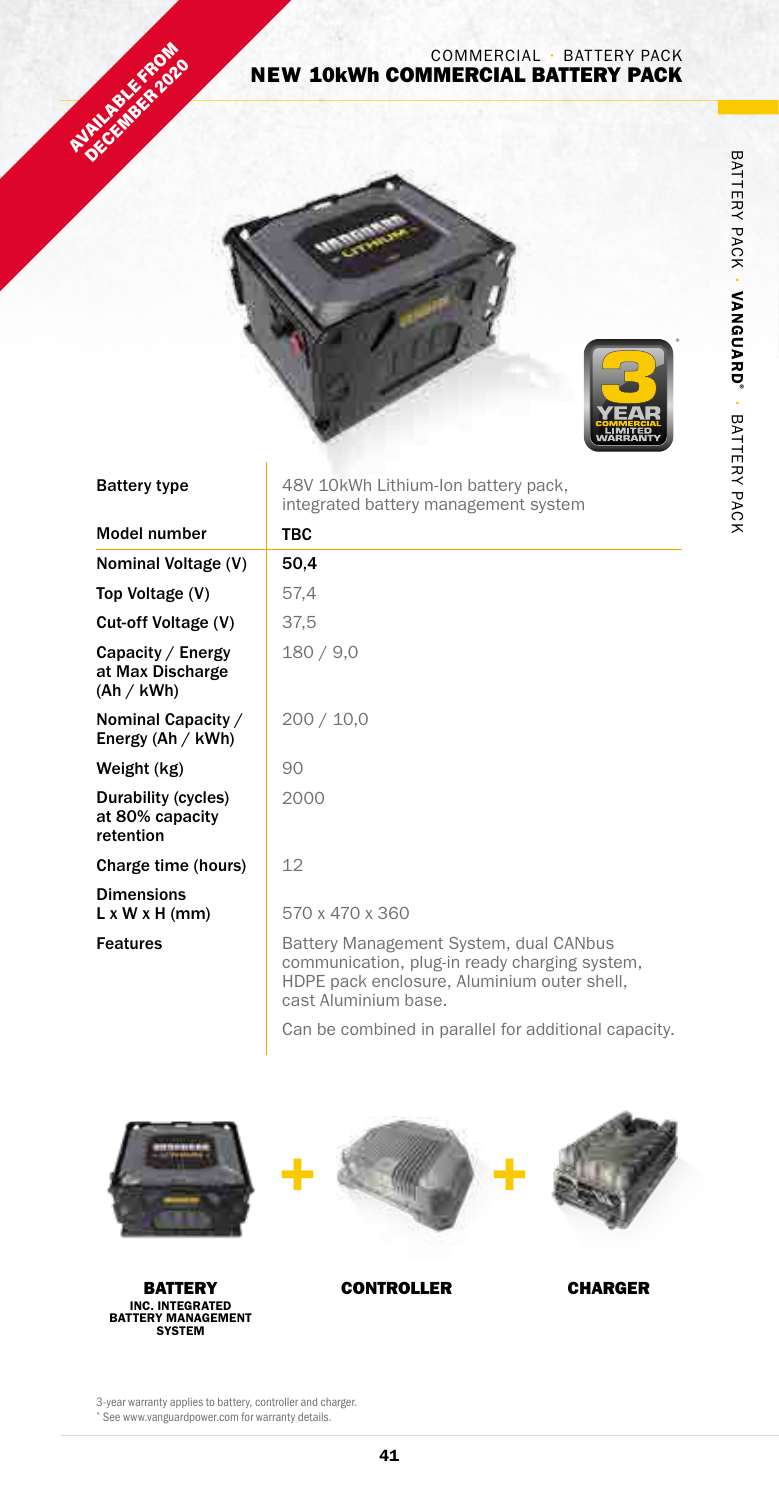AVAILABLE FROM DECEMBER 2020

COMMERCIAL · BATTERY PACK

# NEW 10kWh COMMERCIAL BATTERY PACK

3 YEAR COMMERCIAL LIMITED WARRANTY*

| Battery type | 48V 10kWh Lithium-Ion battery pack, integrated battery management system |
|---|---|
| Model number | TBC |
| Nominal Voltage (V) | 50,4 |
| Top Voltage (V) | 57,4 |
| Cut-off Voltage (V) | 37,5 |
| Capacity / Energy at Max Discharge (Ah / kWh) | 180 / 9,0 |
| Nominal Capacity / Energy (Ah / kWh) | 200 / 10,0 |
| Weight (kg) | 90 |
| Durability (cycles) at 80% capacity retention | 2000 |
| Charge time (hours) | 12 |
| Dimensions L x W x H (mm) | 570 x 470 x 360 |
| Features | Battery Management System, dual CANbus communication, plug-in ready charging system, HDPE pack enclosure, Aluminium outer shell, cast Aluminium base. Can be combined in parallel for additional capacity. |

**BATTERY** INC. INTEGRATED BATTERY MANAGEMENT SYSTEM + **CONTROLLER** + **CHARGER**

3-year warranty applies to battery, controller and charger.

* See www.vanguardpower.com for warranty details.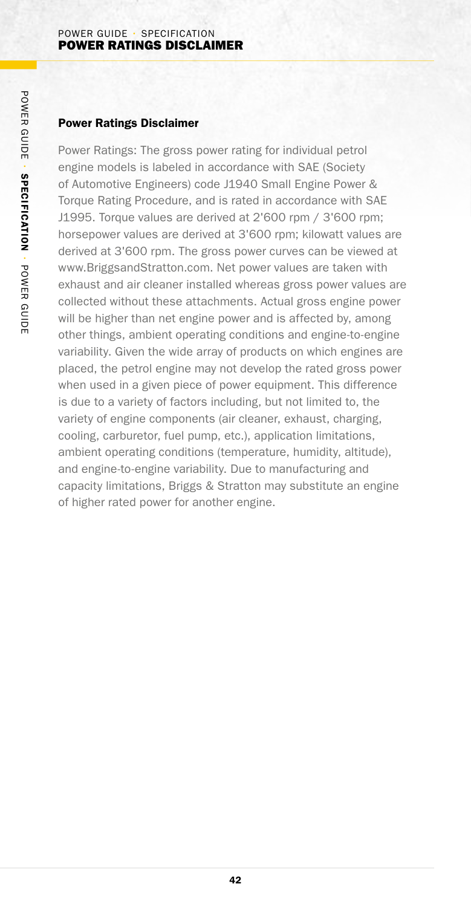## Power Ratings Disclaimer

Power Ratings: The gross power rating for individual petrol engine models is labeled in accordance with SAE (Society of Automotive Engineers) code J1940 Small Engine Power & Torque Rating Procedure, and is rated in accordance with SAE J1995. Torque values are derived at 2'600 rpm / 3'600 rpm; horsepower values are derived at 3'600 rpm; kilowatt values are derived at 3'600 rpm. The gross power curves can be viewed at www.BriggsandStratton.com. Net power values are taken with exhaust and air cleaner installed whereas gross power values are collected without these attachments. Actual gross engine power will be higher than net engine power and is affected by, among other things, ambient operating conditions and engine-to-engine variability. Given the wide array of products on which engines are placed, the petrol engine may not develop the rated gross power when used in a given piece of power equipment. This difference is due to a variety of factors including, but not limited to, the variety of engine components (air cleaner, exhaust, charging, cooling, carburetor, fuel pump, etc.), application limitations, ambient operating conditions (temperature, humidity, altitude), and engine-to-engine variability. Due to manufacturing and capacity limitations, Briggs & Stratton may substitute an engine of higher rated power for another engine.